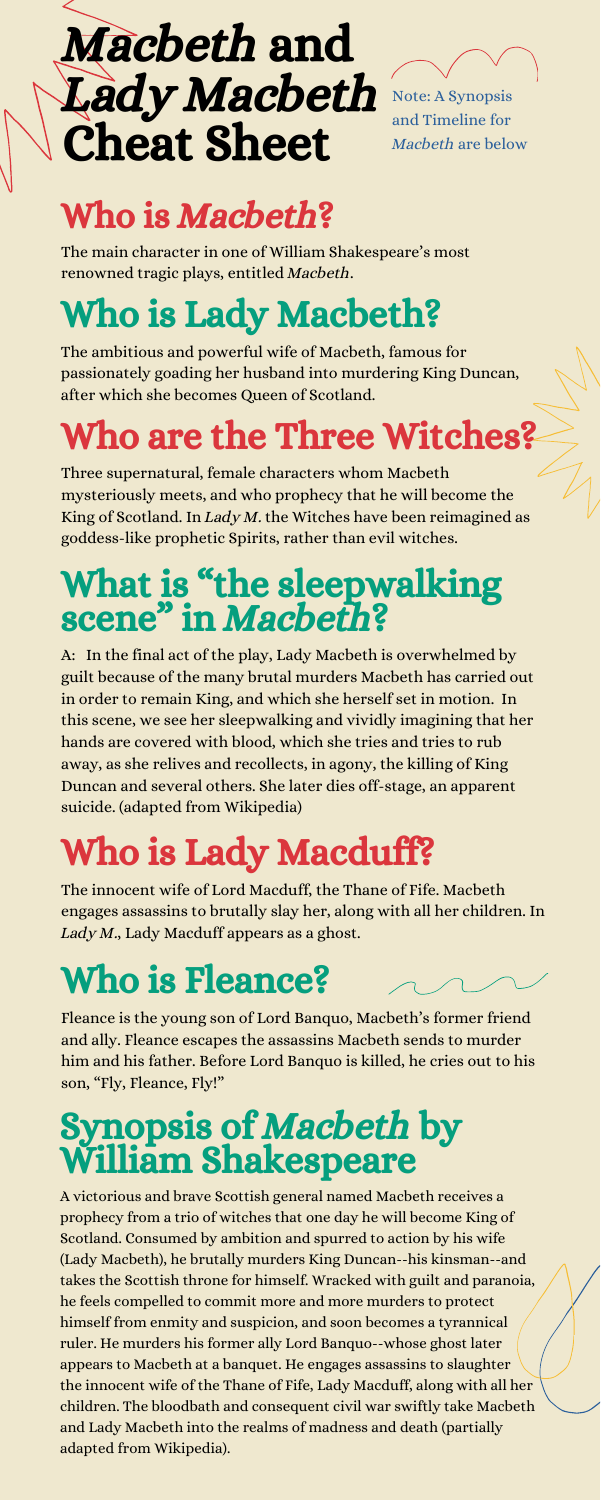# *Macbeth* and *Lady Macbeth* Cheat Sheet

Note: A Synopsis and Timeline for *Macbeth* are below

## Who is *Macbeth*?

The main character in one of William Shakespeare's most renowned tragic plays, entitled *Macbeth*.

## Who is Lady Macbeth?

The ambitious and powerful wife of Macbeth, famous for passionately goading her husband into murdering King Duncan, after which she becomes Queen of Scotland.

## Who are the Three Witches?

Three supernatural, female characters whom Macbeth mysteriously meets, and who prophecy that he will become the King of Scotland. In *Lady M*. the Witches have been reimagined as goddess-like prophetic Spirits, rather than evil witches.

## What is "the sleepwalking scene" in *Macbeth*?

A: In the final act of the play, Lady Macbeth is overwhelmed by guilt because of the many brutal murders Macbeth has carried out in order to remain King, and which she herself set in motion. In this scene, we see her sleepwalking and vividly imagining that her hands are covered with blood, which she tries and tries to rub away, as she relives and recollects, in agony, the killing of King Duncan and several others. She later dies off-stage, an apparent suicide. (adapted from Wikipedia)

## Who is Lady Macduff?

The innocent wife of Lord Macduff, the Thane of Fife. Macbeth engages assassins to brutally slay her, along with all her children. In *Lady M*., Lady Macduff appears as a ghost.

## Who is Fleance?

Fleance is the young son of Lord Banquo, Macbeth's former friend and ally. Fleance escapes the assassins Macbeth sends to murder him and his father. Before Lord Banquo is killed, he cries out to his son, "Fly, Fleance, Fly!"

## Synopsis of *Macbeth* by William Shakespeare

A victorious and brave Scottish general named Macbeth receives a prophecy from a trio of witches that one day he will become King of Scotland. Consumed by ambition and spurred to action by his wife (Lady Macbeth), he brutally murders King Duncan--his kinsman--and takes the Scottish throne for himself. Wracked with guilt and paranoia, he feels compelled to commit more and more murders to protect himself from enmity and suspicion, and soon becomes a tyrannical ruler. He murders his former ally Lord Banquo--whose ghost later appears to Macbeth at a banquet. He engages assassins to slaughter the innocent wife of the Thane of Fife, Lady Macduff, along with all her children. The bloodbath and consequent civil war swiftly take Macbeth and Lady Macbeth into the realms of madness and death (partially adapted from Wikipedia).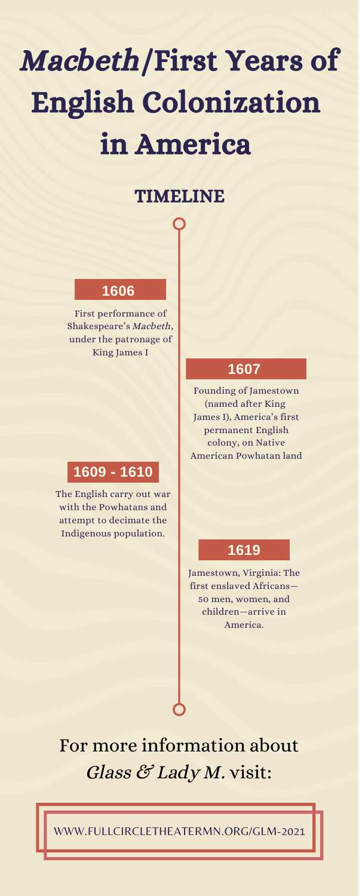# *Macbeth*/First Years of English Colonization in America

## TIMELINE

**1606**

First performance of Shakespeare's *Macbeth*, under the patronage of King James I

**1607**

Founding of Jamestown (named after King James I), America's first permanent English colony, on Native American Powhatan land

**1609 - 1610**

The English carry out war with the Powhatans and attempt to decimate the Indigenous population.

**1619**

Jamestown, Virginia: The first enslaved Africans—50 men, women, and children—arrive in America.

For more information about *Glass & Lady M.* visit:

WWW.FULLCIRCLETHEATERMN.ORG/GLM-2021